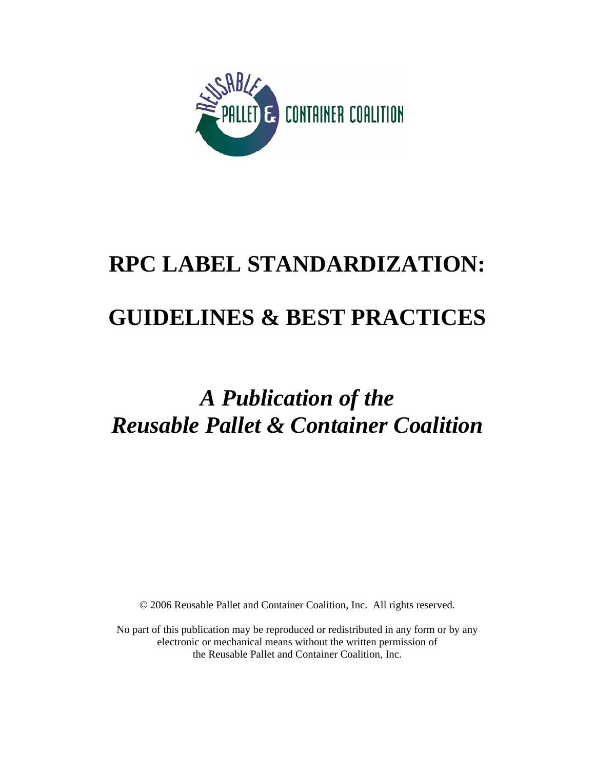# RPC LABEL STANDARDIZATION:

# GUIDELINES & BEST PRACTICES

## *A Publication of the Reusable Pallet & Container Coalition*

© 2006 Reusable Pallet and Container Coalition, Inc. All rights reserved.

No part of this publication may be reproduced or redistributed in any form or by any electronic or mechanical means without the written permission of the Reusable Pallet and Container Coalition, Inc.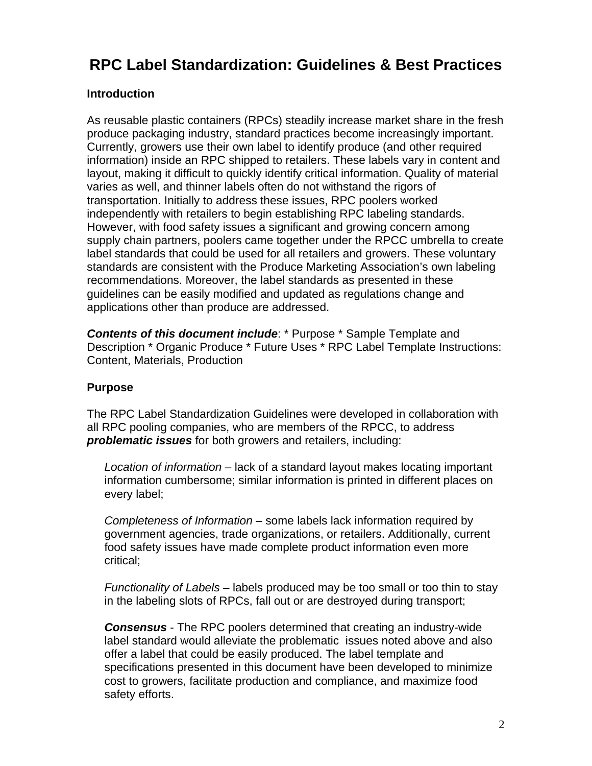# RPC Label Standardization: Guidelines & Best Practices

### Introduction

As reusable plastic containers (RPCs) steadily increase market share in the fresh produce packaging industry, standard practices become increasingly important. Currently, growers use their own label to identify produce (and other required information) inside an RPC shipped to retailers. These labels vary in content and layout, making it difficult to quickly identify critical information. Quality of material varies as well, and thinner labels often do not withstand the rigors of transportation. Initially to address these issues, RPC poolers worked independently with retailers to begin establishing RPC labeling standards. However, with food safety issues a significant and growing concern among supply chain partners, poolers came together under the RPCC umbrella to create label standards that could be used for all retailers and growers. These voluntary standards are consistent with the Produce Marketing Association's own labeling recommendations. Moreover, the label standards as presented in these guidelines can be easily modified and updated as regulations change and applications other than produce are addressed.

***Contents of this document include***: * Purpose * Sample Template and Description * Organic Produce * Future Uses * RPC Label Template Instructions: Content, Materials, Production

### Purpose

The RPC Label Standardization Guidelines were developed in collaboration with all RPC pooling companies, who are members of the RPCC, to address ***problematic issues*** for both growers and retailers, including:

> *Location of information* – lack of a standard layout makes locating important information cumbersome; similar information is printed in different places on every label;
>
> *Completeness of Information* – some labels lack information required by government agencies, trade organizations, or retailers. Additionally, current food safety issues have made complete product information even more critical;
>
> *Functionality of Labels* – labels produced may be too small or too thin to stay in the labeling slots of RPCs, fall out or are destroyed during transport;
>
> ***Consensus*** - The RPC poolers determined that creating an industry-wide label standard would alleviate the problematic issues noted above and also offer a label that could be easily produced. The label template and specifications presented in this document have been developed to minimize cost to growers, facilitate production and compliance, and maximize food safety efforts.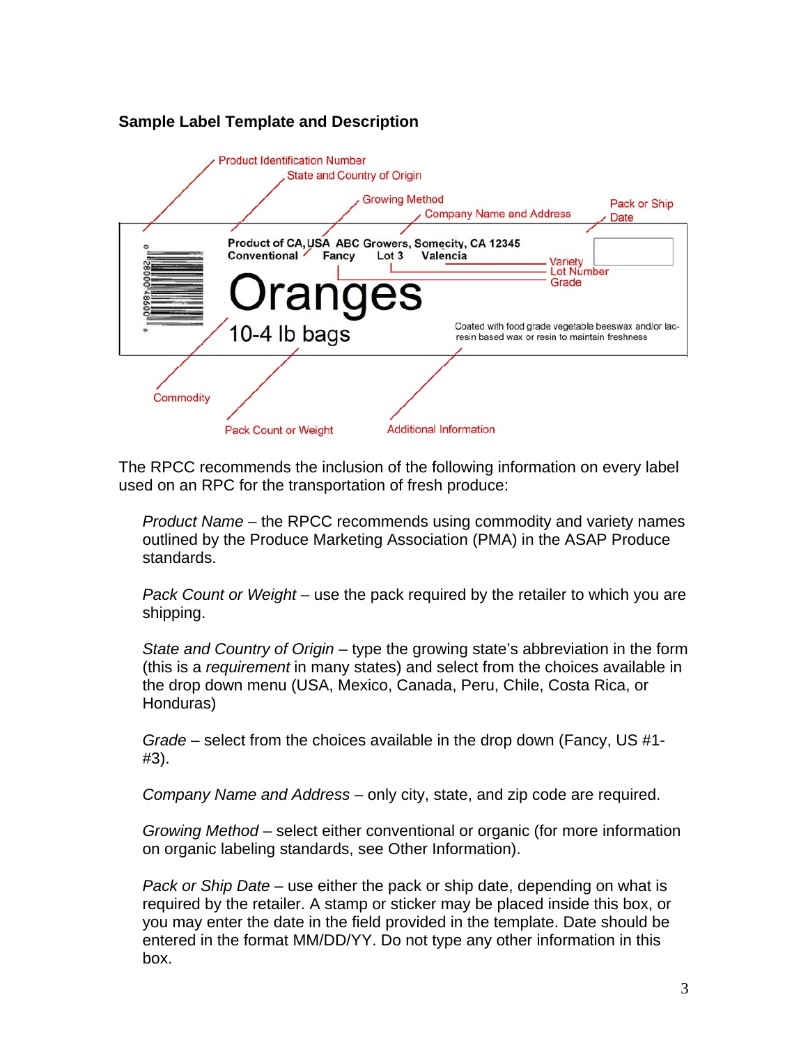**Sample Label Template and Description**

Product Identification Number

State and Country of Origin

Growing Method

Company Name and Address

Pack or Ship Date

Product of CA, USA ABC Growers, Somecity, CA 12345

Conventional Fancy Lot 3 Valencia

Variety

Lot Number

Grade

Oranges

10-4 lb bags

Coated with food grade vegetable beeswax and/or lac-resin based wax or resin to maintain freshness

Commodity

Pack Count or Weight

Additional Information

The RPCC recommends the inclusion of the following information on every label used on an RPC for the transportation of fresh produce:

> *Product Name* – the RPCC recommends using commodity and variety names outlined by the Produce Marketing Association (PMA) in the ASAP Produce standards.
>
> *Pack Count or Weight* – use the pack required by the retailer to which you are shipping.
>
> *State and Country of Origin* – type the growing state's abbreviation in the form (this is a *requirement* in many states) and select from the choices available in the drop down menu (USA, Mexico, Canada, Peru, Chile, Costa Rica, or Honduras)
>
> *Grade* – select from the choices available in the drop down (Fancy, US #1-#3).
>
> *Company Name and Address* – only city, state, and zip code are required.
>
> *Growing Method* – select either conventional or organic (for more information on organic labeling standards, see Other Information).
>
> *Pack or Ship Date* – use either the pack or ship date, depending on what is required by the retailer. A stamp or sticker may be placed inside this box, or you may enter the date in the field provided in the template. Date should be entered in the format MM/DD/YY. Do not type any other information in this box.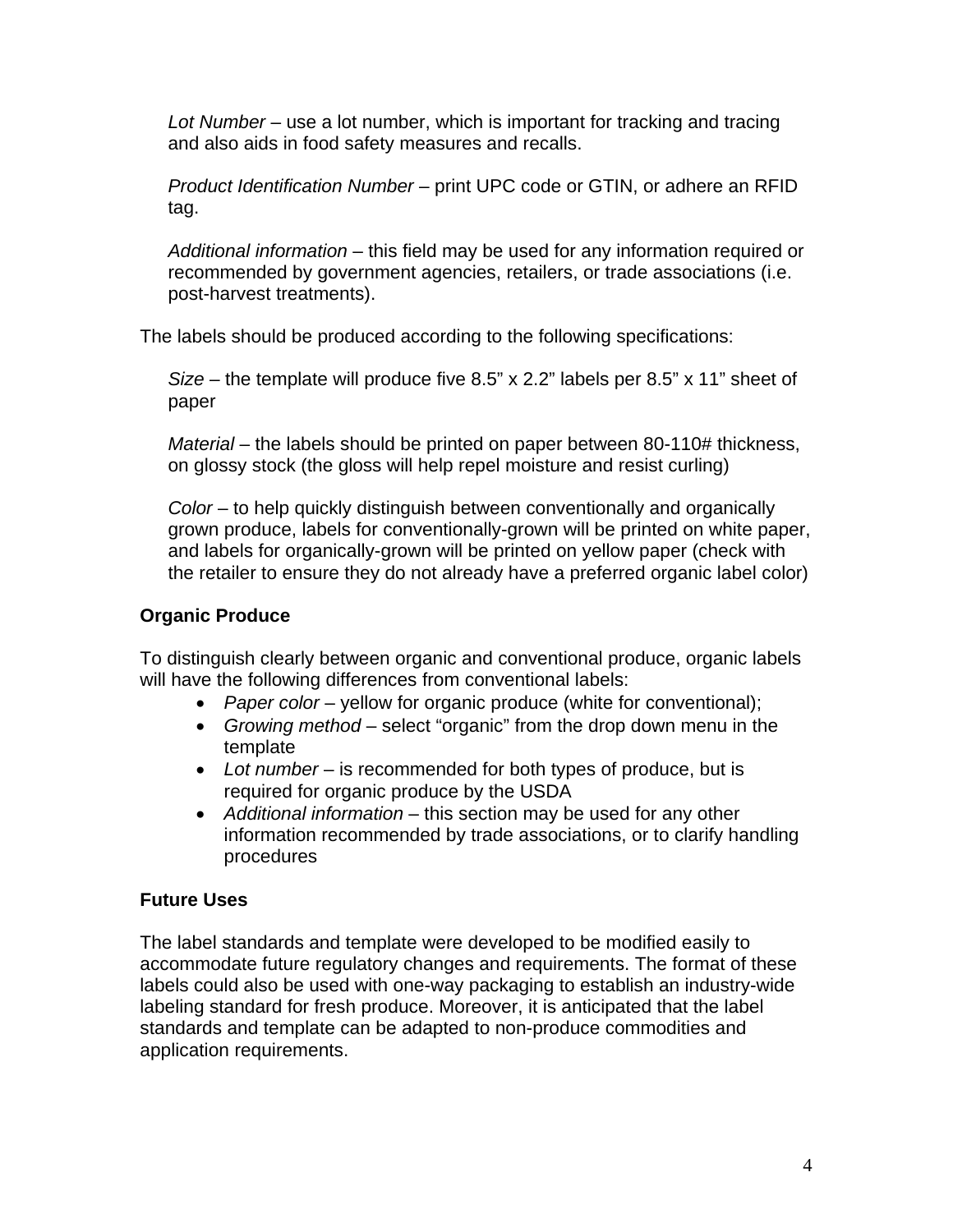*Lot Number* – use a lot number, which is important for tracking and tracing and also aids in food safety measures and recalls.

*Product Identification Number* – print UPC code or GTIN, or adhere an RFID tag.

*Additional information* – this field may be used for any information required or recommended by government agencies, retailers, or trade associations (i.e. post-harvest treatments).

The labels should be produced according to the following specifications:

*Size* – the template will produce five 8.5” x 2.2” labels per 8.5” x 11” sheet of paper

*Material* – the labels should be printed on paper between 80-110# thickness, on glossy stock (the gloss will help repel moisture and resist curling)

*Color* – to help quickly distinguish between conventionally and organically grown produce, labels for conventionally-grown will be printed on white paper, and labels for organically-grown will be printed on yellow paper (check with the retailer to ensure they do not already have a preferred organic label color)

**Organic Produce**

To distinguish clearly between organic and conventional produce, organic labels will have the following differences from conventional labels:

- *Paper color* – yellow for organic produce (white for conventional);
- *Growing method* – select “organic” from the drop down menu in the template
- *Lot number* – is recommended for both types of produce, but is required for organic produce by the USDA
- *Additional information* – this section may be used for any other information recommended by trade associations, or to clarify handling procedures

**Future Uses**

The label standards and template were developed to be modified easily to accommodate future regulatory changes and requirements. The format of these labels could also be used with one-way packaging to establish an industry-wide labeling standard for fresh produce. Moreover, it is anticipated that the label standards and template can be adapted to non-produce commodities and application requirements.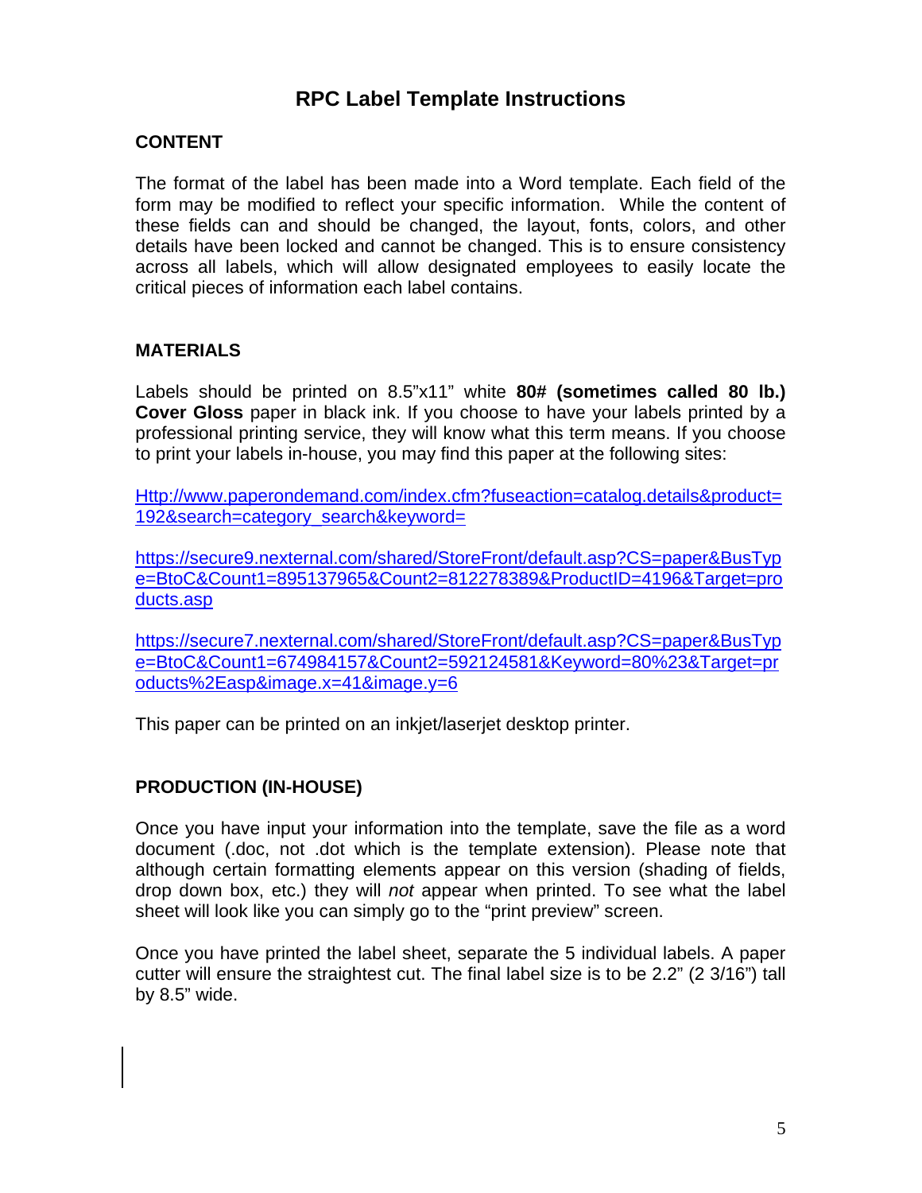# RPC Label Template Instructions

## CONTENT

The format of the label has been made into a Word template. Each field of the form may be modified to reflect your specific information. While the content of these fields can and should be changed, the layout, fonts, colors, and other details have been locked and cannot be changed. This is to ensure consistency across all labels, which will allow designated employees to easily locate the critical pieces of information each label contains.

## MATERIALS

Labels should be printed on 8.5"x11" white **80# (sometimes called 80 lb.) Cover Gloss** paper in black ink. If you choose to have your labels printed by a professional printing service, they will know what this term means. If you choose to print your labels in-house, you may find this paper at the following sites:

Http://www.paperondemand.com/index.cfm?fuseaction=catalog.details&product=192&search=category_search&keyword=

https://secure9.nexternal.com/shared/StoreFront/default.asp?CS=paper&BusType=BtoC&Count1=895137965&Count2=812278389&ProductID=4196&Target=products.asp

https://secure7.nexternal.com/shared/StoreFront/default.asp?CS=paper&BusType=BtoC&Count1=674984157&Count2=592124581&Keyword=80%23&Target=products%2Easp&image.x=41&image.y=6

This paper can be printed on an inkjet/laserjet desktop printer.

## PRODUCTION (IN-HOUSE)

Once you have input your information into the template, save the file as a word document (.doc, not .dot which is the template extension). Please note that although certain formatting elements appear on this version (shading of fields, drop down box, etc.) they will *not* appear when printed. To see what the label sheet will look like you can simply go to the "print preview" screen.

Once you have printed the label sheet, separate the 5 individual labels. A paper cutter will ensure the straightest cut. The final label size is to be 2.2" (2 3/16") tall by 8.5" wide.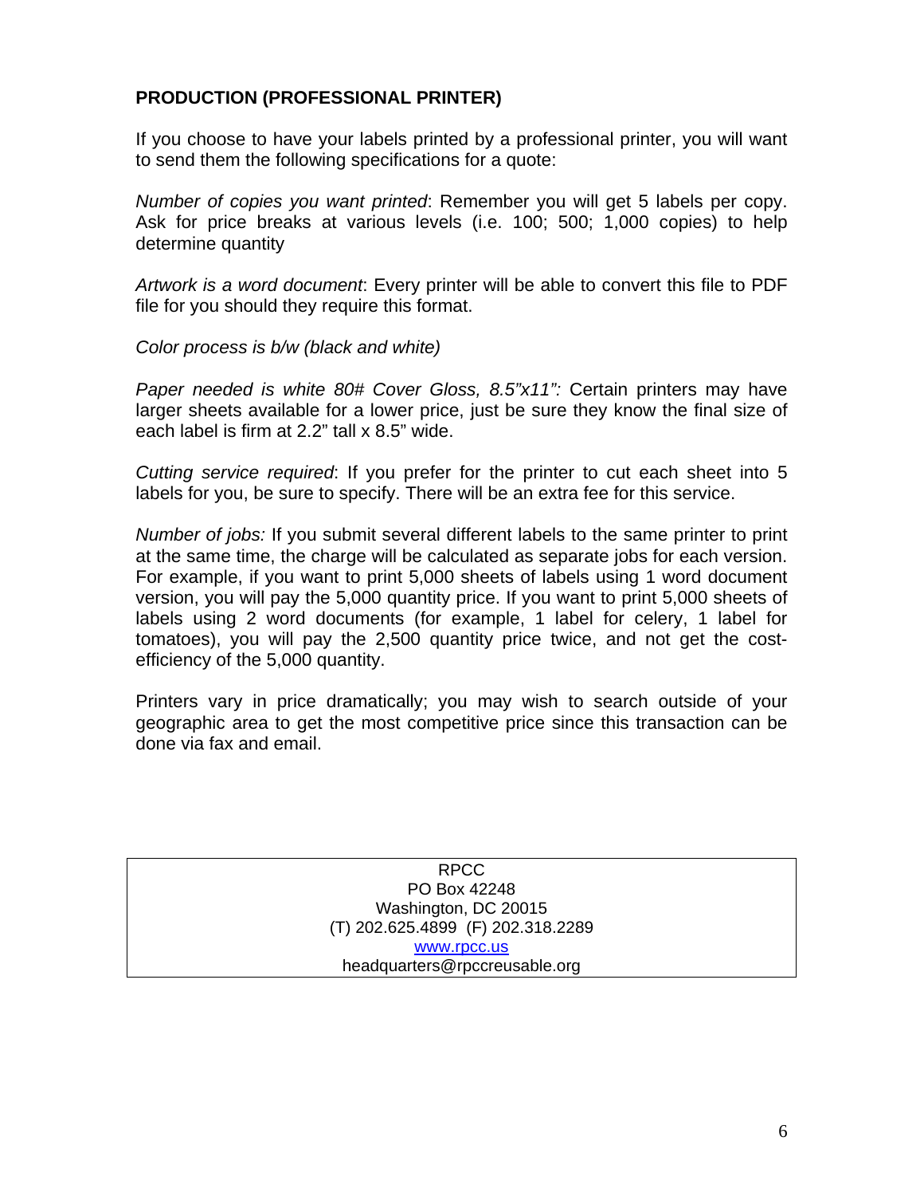**PRODUCTION (PROFESSIONAL PRINTER)**

If you choose to have your labels printed by a professional printer, you will want to send them the following specifications for a quote:

*Number of copies you want printed*: Remember you will get 5 labels per copy. Ask for price breaks at various levels (i.e. 100; 500; 1,000 copies) to help determine quantity

*Artwork is a word document*: Every printer will be able to convert this file to PDF file for you should they require this format.

*Color process is b/w (black and white)*

*Paper needed is white 80# Cover Gloss, 8.5"x11":* Certain printers may have larger sheets available for a lower price, just be sure they know the final size of each label is firm at 2.2" tall x 8.5" wide.

*Cutting service required*: If you prefer for the printer to cut each sheet into 5 labels for you, be sure to specify. There will be an extra fee for this service.

*Number of jobs:* If you submit several different labels to the same printer to print at the same time, the charge will be calculated as separate jobs for each version. For example, if you want to print 5,000 sheets of labels using 1 word document version, you will pay the 5,000 quantity price. If you want to print 5,000 sheets of labels using 2 word documents (for example, 1 label for celery, 1 label for tomatoes), you will pay the 2,500 quantity price twice, and not get the cost-efficiency of the 5,000 quantity.

Printers vary in price dramatically; you may wish to search outside of your geographic area to get the most competitive price since this transaction can be done via fax and email.

RPCC
PO Box 42248
Washington, DC 20015
(T) 202.625.4899 (F) 202.318.2289
www.rpcc.us
headquarters@rpccreusable.org